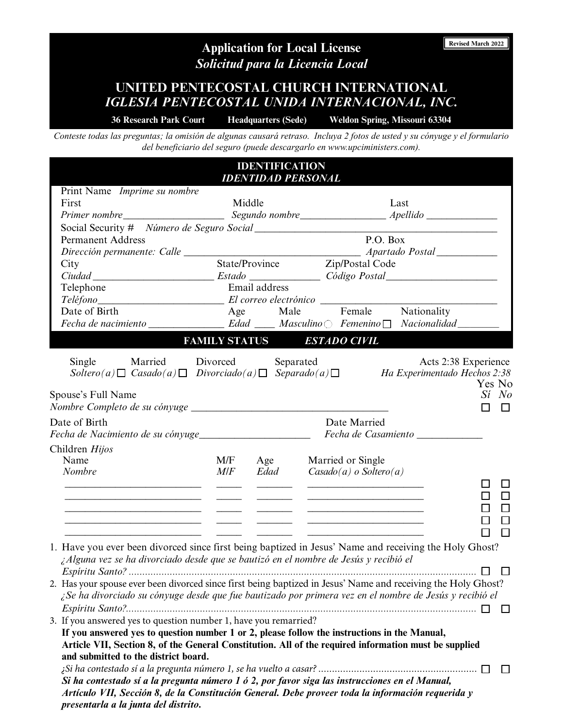Revised March 2022

# Application for Local License
## *Solicitud para la Licencia Local*

## UNITED PENTECOSTAL CHURCH INTERNATIONAL
## *IGLESIA PENTECOSTAL UNIDA INTERNACIONAL, INC.*

**36 Research Park Court Headquarters (Sede) Weldon Spring, Missouri 63304**

*Conteste todas las preguntas; la omisión de algunas causará retraso. Incluya 2 fotos de usted y su cónyuge y el formulario del beneficiario del seguro (puede descargarlo en www.upciministers.com).*

### IDENTIFICATION *IDENTIDAD PERSONAL*

Print Name *Imprime su nombre*

First *Primer nombre*___________________ Middle *Segundo nombre*________________ Last *Apellido* ______________

Social Security # *Número de Seguro Social* ____________________________________________

Permanent Address *Dirección permanente: Calle* ________________________________ P.O. Box *Apartado Postal* ____________

City *Ciudad* _______________________ State/Province *Estado* _____________ Zip/Postal Code *Código Postal*_____________________

Telephone *Teléfono*________________________ Email address *El correo electrónico* ______________________________

Date of Birth *Fecha de nacimiento* _______________ Age *Edad* ____ Male *Masculino* ☐ Female *Femenino* ☐ Nationality *Nacionalidad* ________

### FAMILY STATUS *ESTADO CIVIL*

Single *Soltero(a)* ☐ Married *Casado(a)* ☐ Divorced *Divorciado(a)* ☐ Separated *Separado(a)* ☐

Acts 2:38 Experience *Ha Experimentado Hechos 2:38* Yes *Sí* No *No*

Spouse's Full Name *Nombre Completo de su cónyuge* ____________________________________ ☐ ☐

Date of Birth *Fecha de Nacimiento de su cónyuge*_____________________ Date Married *Fecha de Casamiento* ____________

Children *Hijos*

| Name *Nombre* | M/F *M/F* | Age *Edad* | Married or Single *Casado(a) o Soltero(a)* | Yes | No |
|---|---|---|---|---|---|
| __________________________ | _____ | _______ | ______________________ | ☐ | ☐ |
| __________________________ | _____ | _______ | ______________________ | ☐ | ☐ |
| __________________________ | _____ | _______ | ______________________ | ☐ | ☐ |
| __________________________ | _____ | _______ | ______________________ | ☐ | ☐ |
| __________________________ | _____ | _______ | ______________________ | ☐ | ☐ |

1. Have you ever been divorced since first being baptized in Jesus' Name and receiving the Holy Ghost?
   *¿Alguna vez se ha divorciado desde que se bautizó en el nombre de Jesús y recibió el Espíritu Santo?* .................................................................................................................................... ☐ ☐
2. Has your spouse ever been divorced since first being baptized in Jesus' Name and receiving the Holy Ghost?
   *¿Se ha divorciado su cónyuge desde que fue bautizado por primera vez en el nombre de Jesús y recibió el Espíritu Santo?*................................................................................................................................... ☐ ☐
3. If you answered yes to question number 1, have you remarried?
   **If you answered yes to question number 1 or 2, please follow the instructions in the Manual, Article VII, Section 8, of the General Constitution. All of the required information must be supplied and submitted to the district board.**
   *¿Si ha contestado sí a la pregunta número 1, se ha vuelto a casar?* ......................................................... ☐ ☐
   ***Si ha contestado sí a la pregunta número 1 ó 2, por favor siga las instrucciones en el Manual, Artículo VII, Sección 8, de la Constitución General. Debe proveer toda la información requerida y presentarla a la junta del distrito.***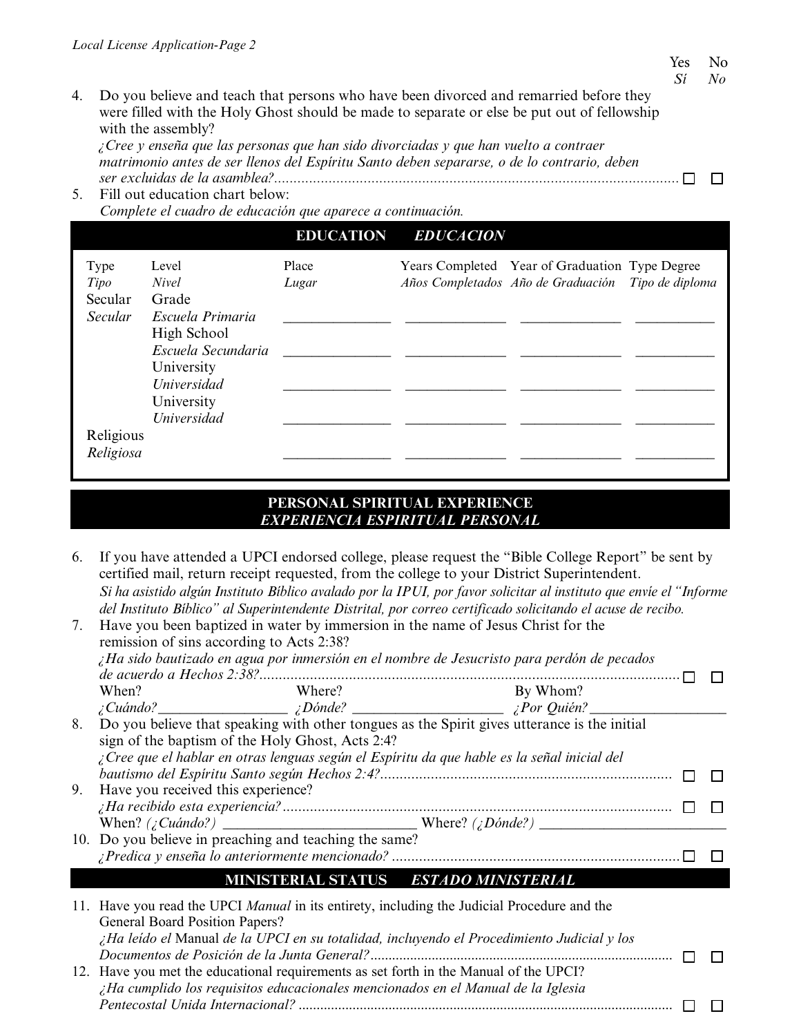| | Yes *Sí* | No *No* |
|---|---|---|
| 4. Do you believe and teach that persons who have been divorced and remarried before they were filled with the Holy Ghost should be made to separate or else be put out of fellowship with the assembly?<br>*¿Cree y enseña que las personas que han sido divorciadas y que han vuelto a contraer matrimonio antes de ser llenos del Espíritu Santo deben separarse, o de lo contrario, deben ser excluidas de la asamblea?* | ☐ | ☐ |

5. Fill out education chart below:
*Complete el cuadro de educación que aparece a continuación.*

## EDUCATION *EDUCACION*

| Type *Tipo* | Level *Nivel* | Place *Lugar* | Years Completed *Años Completados* | Year of Graduation *Año de Graduación* | Type Degree *Tipo de diploma* |
|---|---|---|---|---|---|
| Secular *Secular* | Grade *Escuela Primaria* | | | | |
| | High School *Escuela Secundaria* | | | | |
| | University *Universidad* | | | | |
| | University *Universidad* | | | | |
| Religious *Religiosa* | | | | | |

## PERSONAL SPIRITUAL EXPERIENCE *EXPERIENCIA ESPIRITUAL PERSONAL*

6. If you have attended a UPCI endorsed college, please request the "Bible College Report" be sent by certified mail, return receipt requested, from the college to your District Superintendent.
*Si ha asistido algún Instituto Bíblico avalado por la IPUI, por favor solicitar al instituto que envíe el "Informe del Instituto Bíblico" al Superintendente Distrital, por correo certificado solicitando el acuse de recibo.*

| | Yes *Sí* | No *No* |
|---|---|---|
| 7. Have you been baptized in water by immersion in the name of Jesus Christ for the remission of sins according to Acts 2:38?<br>*¿Ha sido bautizado en agua por inmersión en el nombre de Jesucristo para perdón de pecados de acuerdo a Hechos 2:38?* | ☐ | ☐ |

When? *¿Cuándo?*__________________ Where? *¿Dónde?* ____________________ By Whom? *¿Por Quién?*__________________

| | Yes *Sí* | No *No* |
|---|---|---|
| 8. Do you believe that speaking with other tongues as the Spirit gives utterance is the initial sign of the baptism of the Holy Ghost, Acts 2:4?<br>*¿Cree que el hablar en otras lenguas según el Espíritu da que hable es la señal inicial del bautismo del Espíritu Santo según Hechos 2:4?* | ☐ | ☐ |
| 9. Have you received this experience?<br>*¿Ha recibido esta experiencia?* | ☐ | ☐ |

When? *(¿Cuándo?)* __________________________ Where? *(¿Dónde?)* __________________________

| | Yes *Sí* | No *No* |
|---|---|---|
| 10. Do you believe in preaching and teaching the same?<br>*¿Predica y enseña lo anteriormente mencionado?* | ☐ | ☐ |

## MINISTERIAL STATUS *ESTADO MINISTERIAL*

| | Yes *Sí* | No *No* |
|---|---|---|
| 11. Have you read the UPCI *Manual* in its entirety, including the Judicial Procedure and the General Board Position Papers?<br>*¿Ha leído el* Manual *de la UPCI en su totalidad, incluyendo el Procedimiento Judicial y los Documentos de Posición de la Junta General?* | ☐ | ☐ |
| 12. Have you met the educational requirements as set forth in the Manual of the UPCI?<br>*¿Ha cumplido los requisitos educacionales mencionados en el Manual de la Iglesia Pentecostal Unida Internacional?* | ☐ | ☐ |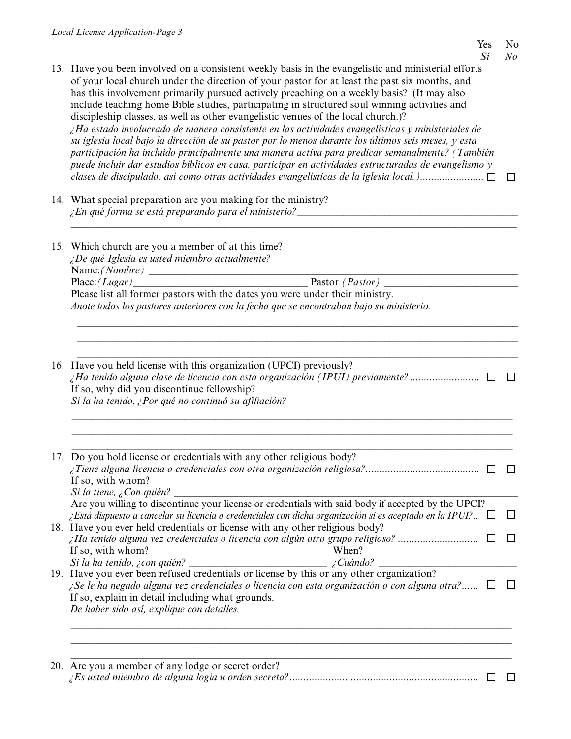Yes / *Sí* — No / *No*

13. Have you been involved on a consistent weekly basis in the evangelistic and ministerial efforts of your local church under the direction of your pastor for at least the past six months, and has this involvement primarily pursued actively preaching on a weekly basis? (It may also include teaching home Bible studies, participating in structured soul winning activities and discipleship classes, as well as other evangelistic venues of the local church.)?
*¿Ha estado involucrado de manera consistente en las actividades evangelísticas y ministeriales de su iglesia local bajo la dirección de su pastor por lo menos durante los últimos seis meses, y esta participación ha incluido principalmente una manera activa para predicar semanalmente? (También puede incluir dar estudios bíblicos en casa, participar en actividades estructuradas de evangelismo y clases de discipulado, así como otras actividades evangelísticas de la iglesia local.)*....................... ☐ ☐

14. What special preparation are you making for the ministry?
*¿En qué forma se está preparando para el ministerio?*_____________________________________________

_____________________________________________________________________________________

15. Which church are you a member of at this time?
*¿De qué Iglesia es usted miembro actualmente?*
Name:*(Nombre)* ____________________________________________________________________
Place:*(Lugar)*________________________________ Pastor *(Pastor)* _________________________
Please list all former pastors with the dates you were under their ministry.
*Anote todos los pastores anteriores con la fecha que se encontraban bajo su ministerio.*

_____________________________________________________________________________________
_____________________________________________________________________________________
_____________________________________________________________________________________

16. Have you held license with this organization (UPCI) previously?
*¿Ha tenido alguna clase de licencia con esta organización (IPUI) previamente?*......................... ☐ ☐
If so, why did you discontinue fellowship?
*Si la ha tenido, ¿Por qué no continuó su afiliación?*

_____________________________________________________________________________________
_____________________________________________________________________________________
_____________________________________________________________________________________

17. Do you hold license or credentials with any other religious body?
*¿Tiene alguna licencia o credenciales con otra organización religiosa?*......................................... ☐ ☐
If so, with whom?
*Si la tiene, ¿Con quién?* ___________________________________________________________________
Are you willing to discontinue your license or credentials with said body if accepted by the UPCI?
*¿Está dispuesto a cancelar su licencia o credenciales con dicha organización si es aceptado en la IPUI?*.. ☐ ☐

18. Have you ever held credentials or license with any other religious body?
*¿Ha tenido alguna vez credenciales o licencia con algún otro grupo religioso?*............................ ☐ ☐
If so, with whom? When?
*Si la ha tenido, ¿con quién?* __________________________ *¿Cuándo?* __________________________

19. Have you ever been refused credentials or license by this or any other organization?
*¿Se le ha negado alguna vez credenciales o licencia con esta organización o con alguna otra?*...... ☐ ☐
If so, explain in detail including what grounds.
*De haber sido así, explique con detalles.*

_____________________________________________________________________________________
_____________________________________________________________________________________
_____________________________________________________________________________________

20. Are you a member of any lodge or secret order?
*¿Es usted miembro de alguna logia u orden secreta?*.................................................................... ☐ ☐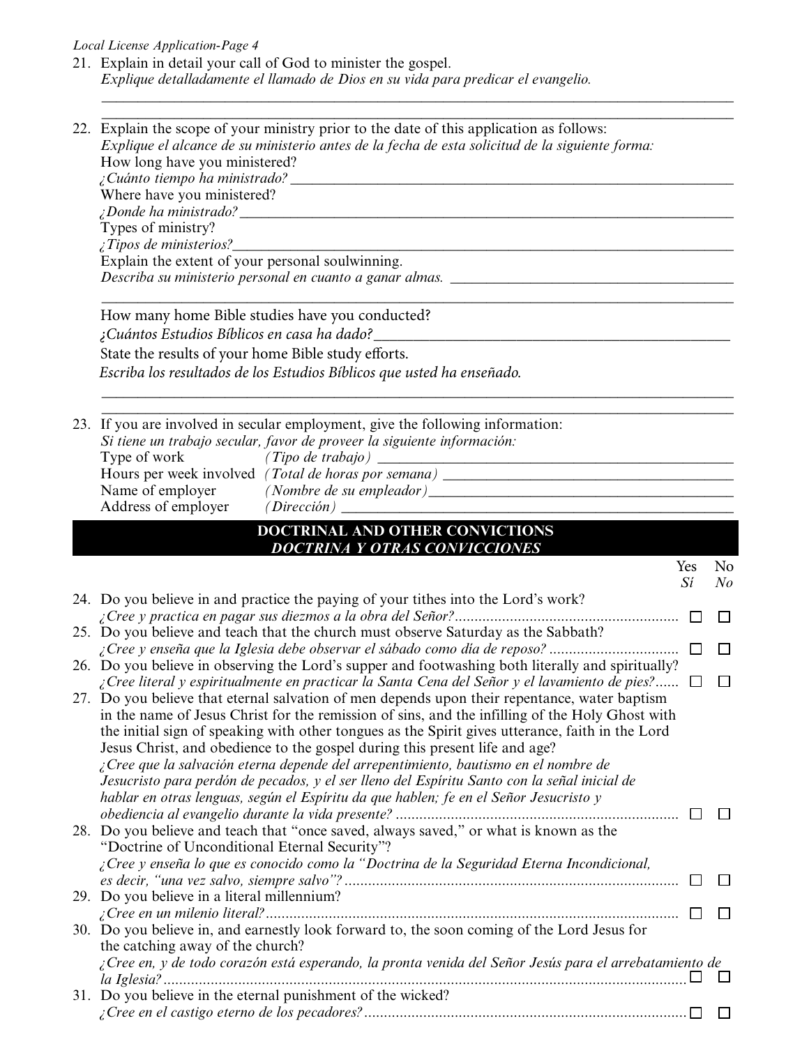21. Explain in detail your call of God to minister the gospel.
    *Explique detalladamente el llamado de Dios en su vida para predicar el evangelio.*

    ______________________________________________________________________________
    ______________________________________________________________________________

22. Explain the scope of your ministry prior to the date of this application as follows:
    *Explique el alcance de su ministerio antes de la fecha de esta solicitud de la siguiente forma:*

    How long have you ministered?
    *¿Cuánto tiempo ha ministrado?* ______________________________________________

    Where have you ministered?
    *¿Donde ha ministrado?* ______________________________________________

    Types of ministry?
    *¿Tipos de ministerios?* ______________________________________________

    Explain the extent of your personal soulwinning.
    *Describa su ministerio personal en cuanto a ganar almas.* ______________________________
    ______________________________________________________________________________

    How many home Bible studies have you conducted?
    *¿Cuántos Estudios Bíblicos en casa ha dado?* ______________________________________

    State the results of your home Bible study efforts.
    *Escriba los resultados de los Estudios Bíblicos que usted ha enseñado.*

    ______________________________________________________________________________
    ______________________________________________________________________________

23. If you are involved in secular employment, give the following information:
    *Si tiene un trabajo secular, favor de proveer la siguiente información:*

    Type of work *(Tipo de trabajo)* ______________________________________________
    Hours per week involved *(Total de horas por semana)* ______________________________
    Name of employer *(Nombre de su empleador)* ______________________________________
    Address of employer *(Dirección)* ______________________________________________

## DOCTRINAL AND OTHER CONVICTIONS
## *DOCTRINA Y OTRAS CONVICCIONES*

| | Yes / *Sí* | No / *No* |
|---|---|---|
| 24. Do you believe in and practice the paying of your tithes into the Lord's work? *¿Cree y practica en pagar sus diezmos a la obra del Señor?* | ☐ | ☐ |
| 25. Do you believe and teach that the church must observe Saturday as the Sabbath? *¿Cree y enseña que la Iglesia debe observar el sábado como día de reposo?* | ☐ | ☐ |
| 26. Do you believe in observing the Lord's supper and footwashing both literally and spiritually? *¿Cree literal y espiritualmente en practicar la Santa Cena del Señor y el lavamiento de pies?* | ☐ | ☐ |
| 27. Do you believe that eternal salvation of men depends upon their repentance, water baptism in the name of Jesus Christ for the remission of sins, and the infilling of the Holy Ghost with the initial sign of speaking with other tongues as the Spirit gives utterance, faith in the Lord Jesus Christ, and obedience to the gospel during this present life and age? *¿Cree que la salvación eterna depende del arrepentimiento, bautismo en el nombre de Jesucristo para perdón de pecados, y el ser lleno del Espíritu Santo con la señal inicial de hablar en otras lenguas, según el Espíritu da que hablen; fe en el Señor Jesucristo y obediencia al evangelio durante la vida presente?* | ☐ | ☐ |
| 28. Do you believe and teach that "once saved, always saved," or what is known as the "Doctrine of Unconditional Eternal Security"? *¿Cree y enseña lo que es conocido como la "Doctrina de la Seguridad Eterna Incondicional, es decir, "una vez salvo, siempre salvo"?* | ☐ | ☐ |
| 29. Do you believe in a literal millennium? *¿Cree en un milenio literal?* | ☐ | ☐ |
| 30. Do you believe in, and earnestly look forward to, the soon coming of the Lord Jesus for the catching away of the church? *¿Cree en, y de todo corazón está esperando, la pronta venida del Señor Jesús para el arrebatamiento de la Iglesia?* | ☐ | ☐ |
| 31. Do you believe in the eternal punishment of the wicked? *¿Cree en el castigo eterno de los pecadores?* | ☐ | ☐ |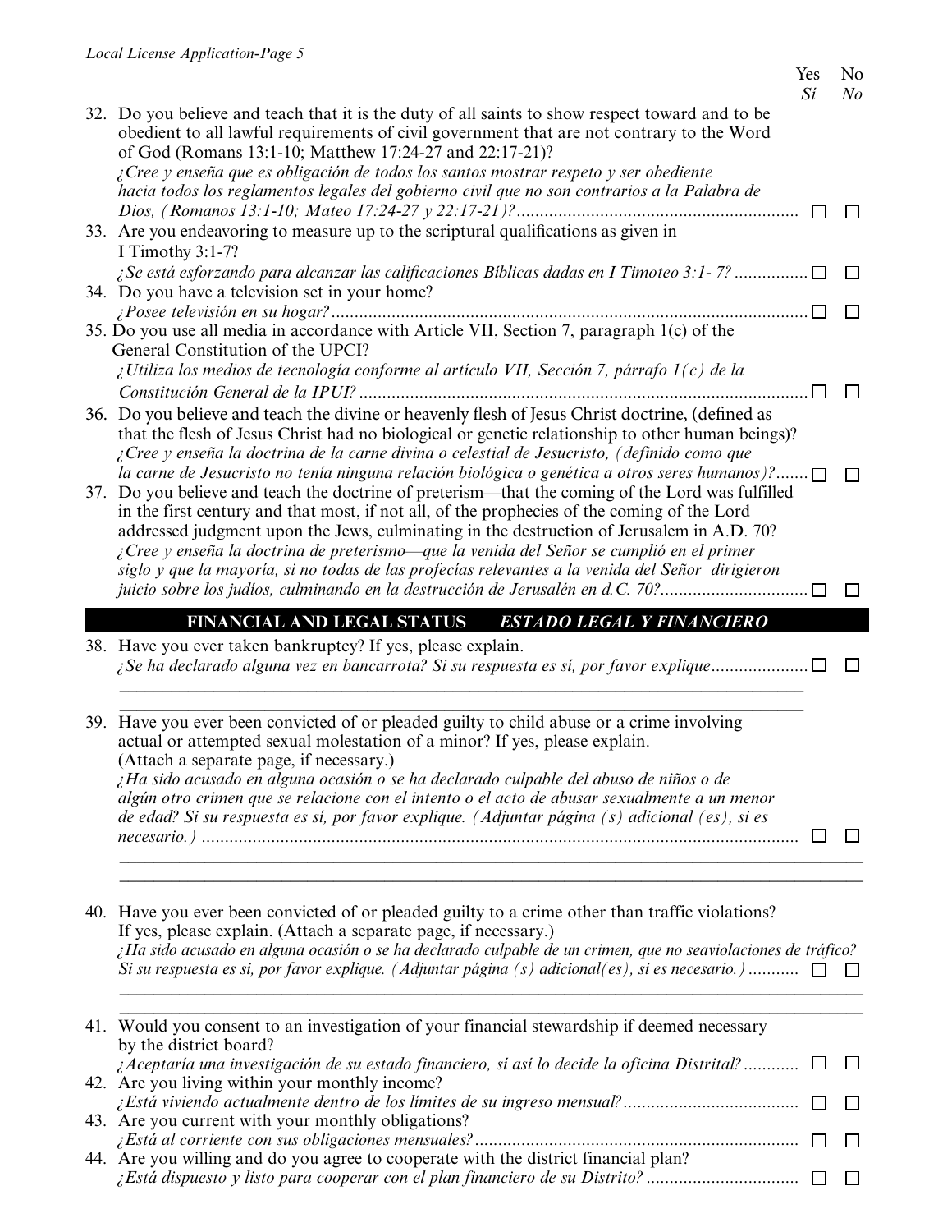| | Yes *Sí* | No *No* |
|---|---|---|
| 32. Do you believe and teach that it is the duty of all saints to show respect toward and to be obedient to all lawful requirements of civil government that are not contrary to the Word of God (Romans 13:1-10; Matthew 17:24-27 and 22:17-21)?<br>*¿Cree y enseña que es obligación de todos los santos mostrar respeto y ser obediente hacia todos los reglamentos legales del gobierno civil que no son contrarios a la Palabra de Dios, (Romanos 13:1-10; Mateo 17:24-27 y 22:17-21)?* | ☐ | ☐ |
| 33. Are you endeavoring to measure up to the scriptural qualifications as given in I Timothy 3:1-7?<br>*¿Se está esforzando para alcanzar las calificaciones Bíblicas dadas en I Timoteo 3:1- 7?* | ☐ | ☐ |
| 34. Do you have a television set in your home?<br>*¿Posee televisión en su hogar?* | ☐ | ☐ |
| 35. Do you use all media in accordance with Article VII, Section 7, paragraph 1(c) of the General Constitution of the UPCI?<br>*¿Utiliza los medios de tecnología conforme al artículo VII, Sección 7, párrafo 1(c) de la Constitución General de la IPUI?* | ☐ | ☐ |
| 36. Do you believe and teach the divine or heavenly flesh of Jesus Christ doctrine, (defined as that the flesh of Jesus Christ had no biological or genetic relationship to other human beings)?<br>*¿Cree y enseña la doctrina de la carne divina o celestial de Jesucristo, (definido como que la carne de Jesucristo no tenía ninguna relación biológica o genética a otros seres humanos)?* | ☐ | ☐ |
| 37. Do you believe and teach the doctrine of preterism—that the coming of the Lord was fulfilled in the first century and that most, if not all, of the prophecies of the coming of the Lord addressed judgment upon the Jews, culminating in the destruction of Jerusalem in A.D. 70?<br>*¿Cree y enseña la doctrina de preterismo—que la venida del Señor se cumplió en el primer siglo y que la mayoría, si no todas de las profecías relevantes a la venida del Señor dirigieron juicio sobre los judíos, culminando en la destrucción de Jerusalén en d.C. 70?* | ☐ | ☐ |

## FINANCIAL AND LEGAL STATUS *ESTADO LEGAL Y FINANCIERO*

| | Yes *Sí* | No *No* |
|---|---|---|
| 38. Have you ever taken bankruptcy? If yes, please explain.<br>*¿Se ha declarado alguna vez en bancarrota? Si su respuesta es sí, por favor explique*<br>\_\_\_\_\_\_\_\_\_\_\_\_\_\_\_\_\_\_\_\_\_\_\_\_\_\_\_\_\_\_\_\_\_\_\_\_\_\_\_\_ | ☐ | ☐ |
| 39. Have you ever been convicted of or pleaded guilty to child abuse or a crime involving actual or attempted sexual molestation of a minor? If yes, please explain. (Attach a separate page, if necessary.)<br>*¿Ha sido acusado en alguna ocasión o se ha declarado culpable del abuso de niños o de algún otro crimen que se relacione con el intento o el acto de abusar sexualmente a un menor de edad? Si su respuesta es sí, por favor explique. (Adjuntar página (s) adicional (es), si es necesario.)*<br>\_\_\_\_\_\_\_\_\_\_\_\_\_\_\_\_\_\_\_\_\_\_\_\_\_\_\_\_\_\_\_\_\_\_\_\_\_\_\_\_ | ☐ | ☐ |
| 40. Have you ever been convicted of or pleaded guilty to a crime other than traffic violations? If yes, please explain. (Attach a separate page, if necessary.)<br>*¿Ha sido acusado en alguna ocasión o se ha declarado culpable de un crimen, que no seaviolaciones de tráfico? Si su respuesta es si, por favor explique. (Adjuntar página (s) adicional(es), si es necesario.)*<br>\_\_\_\_\_\_\_\_\_\_\_\_\_\_\_\_\_\_\_\_\_\_\_\_\_\_\_\_\_\_\_\_\_\_\_\_\_\_\_\_ | ☐ | ☐ |
| 41. Would you consent to an investigation of your financial stewardship if deemed necessary by the district board?<br>*¿Aceptaría una investigación de su estado financiero, sí así lo decide la oficina Distrital?* | ☐ | ☐ |
| 42. Are you living within your monthly income?<br>*¿Está viviendo actualmente dentro de los límites de su ingreso mensual?* | ☐ | ☐ |
| 43. Are you current with your monthly obligations?<br>*¿Está al corriente con sus obligaciones mensuales?* | ☐ | ☐ |
| 44. Are you willing and do you agree to cooperate with the district financial plan?<br>*¿Está dispuesto y listo para cooperar con el plan financiero de su Distrito?* | ☐ | ☐ |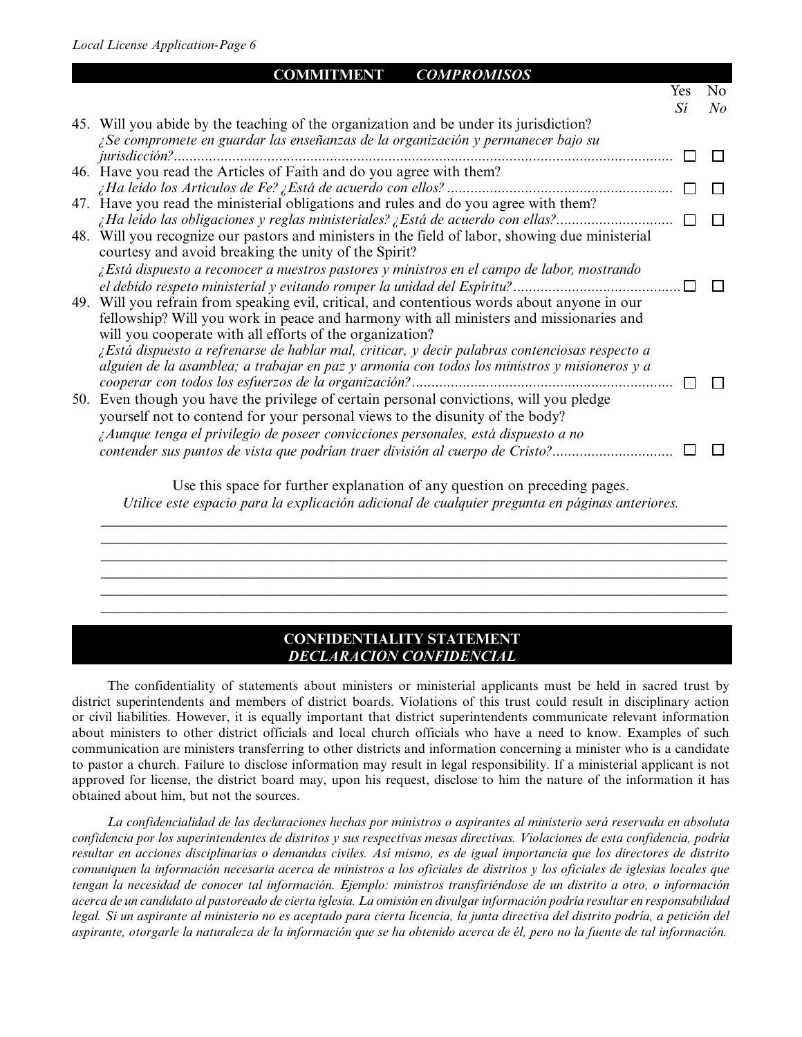## COMMITMENT *COMPROMISOS*

| | Yes *Sí* | No *No* |
|---|---|---|
| 45. Will you abide by the teaching of the organization and be under its jurisdiction? *¿Se compromete en guardar las enseñanzas de la organización y permanecer bajo su jurisdicción?* | ☐ | ☐ |
| 46. Have you read the Articles of Faith and do you agree with them? *¿Ha leído los Artículos de Fe? ¿Está de acuerdo con ellos?* | ☐ | ☐ |
| 47. Have you read the ministerial obligations and rules and do you agree with them? *¿Ha leído las obligaciones y reglas ministeriales? ¿Está de acuerdo con ellas?* | ☐ | ☐ |
| 48. Will you recognize our pastors and ministers in the field of labor, showing due ministerial courtesy and avoid breaking the unity of the Spirit? *¿Está dispuesto a reconocer a nuestros pastores y ministros en el campo de labor, mostrando el debido respeto ministerial y evitando romper la unidad del Espíritu?* | ☐ | ☐ |
| 49. Will you refrain from speaking evil, critical, and contentious words about anyone in our fellowship? Will you work in peace and harmony with all ministers and missionaries and will you cooperate with all efforts of the organization? *¿Está dispuesto a refrenarse de hablar mal, criticar, y decir palabras contenciosas respecto a alguien de la asamblea; a trabajar en paz y armonía con todos los ministros y misioneros y a cooperar con todos los esfuerzos de la organización?* | ☐ | ☐ |
| 50. Even though you have the privilege of certain personal convictions, will you pledge yourself not to contend for your personal views to the disunity of the body? *¿Aunque tenga el privilegio de poseer convicciones personales, está dispuesto a no contender sus puntos de vista que podrían traer división al cuerpo de Cristo?* | ☐ | ☐ |

Use this space for further explanation of any question on preceding pages.
*Utilice este espacio para la explicación adicional de cualquier pregunta en páginas anteriores.*

______________________________________________________________________________

______________________________________________________________________________

______________________________________________________________________________

______________________________________________________________________________

______________________________________________________________________________

______________________________________________________________________________

## CONFIDENTIALITY STATEMENT
## *DECLARACION CONFIDENCIAL*

The confidentiality of statements about ministers or ministerial applicants must be held in sacred trust by district superintendents and members of district boards. Violations of this trust could result in disciplinary action or civil liabilities. However, it is equally important that district superintendents communicate relevant information about ministers to other district officials and local church officials who have a need to know. Examples of such communication are ministers transferring to other districts and information concerning a minister who is a candidate to pastor a church. Failure to disclose information may result in legal responsibility. If a ministerial applicant is not approved for license, the district board may, upon his request, disclose to him the nature of the information it has obtained about him, but not the sources.

*La confidencialidad de las declaraciones hechas por ministros o aspirantes al ministerio será reservada en absoluta confidencia por los superintendentes de distritos y sus respectivas mesas directivas. Violaciones de esta confidencia, podría resultar en acciones disciplinarias o demandas civiles. Así mismo, es de igual importancia que los directores de distrito comuniquen la información necesaria acerca de ministros a los oficiales de distritos y los oficiales de iglesias locales que tengan la necesidad de conocer tal información. Ejemplo: ministros transfiriéndose de un distrito a otro, o información acerca de un candidato al pastoreado de cierta iglesia. La omisión en divulgar información podría resultar en responsabilidad legal. Si un aspirante al ministerio no es aceptado para cierta licencia, la junta directiva del distrito podría, a petición del aspirante, otorgarle la naturaleza de la información que se ha obtenido acerca de él, pero no la fuente de tal información.*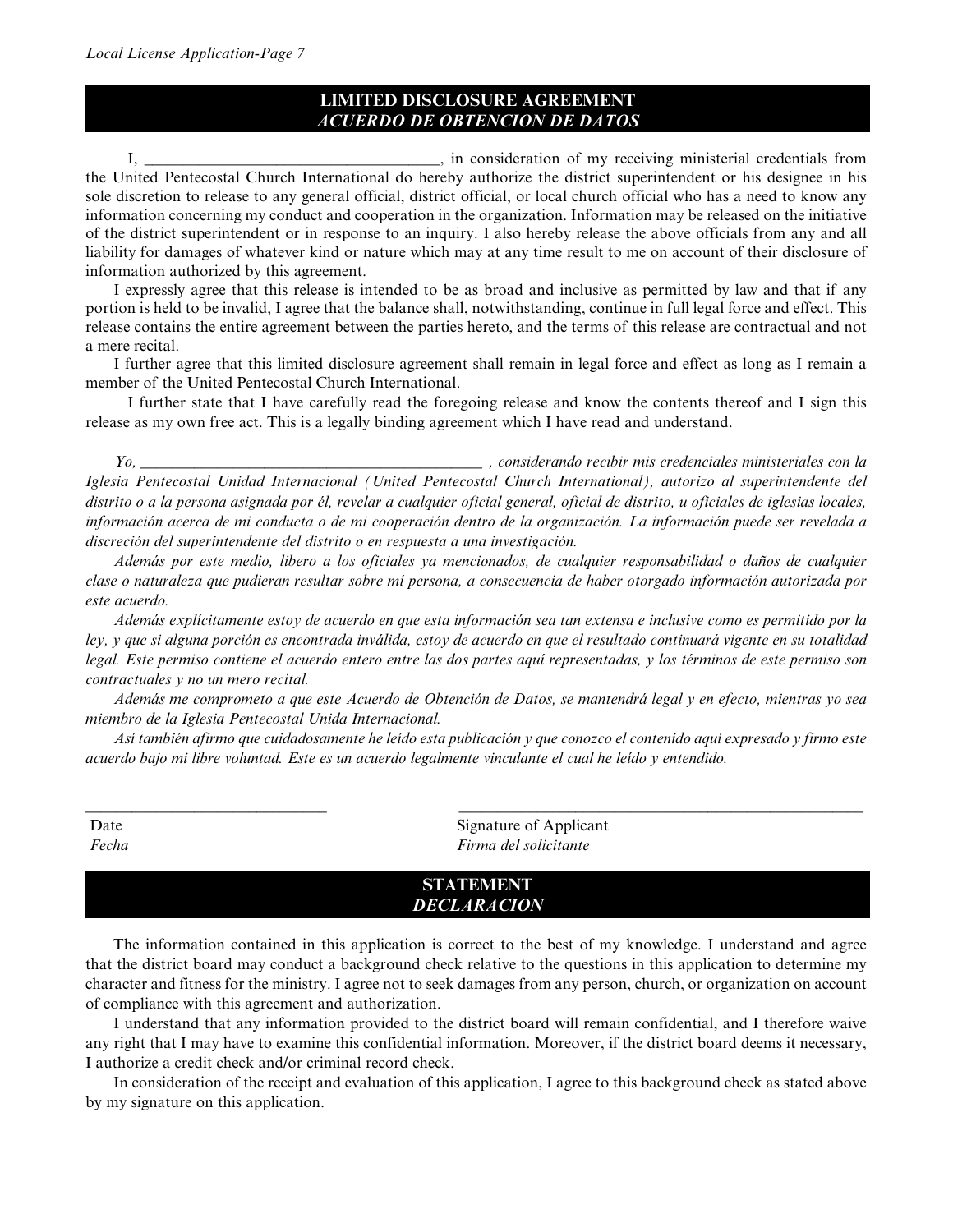## LIMITED DISCLOSURE AGREEMENT
## *ACUERDO DE OBTENCION DE DATOS*

I, ____________________________________, in consideration of my receiving ministerial credentials from the United Pentecostal Church International do hereby authorize the district superintendent or his designee in his sole discretion to release to any general official, district official, or local church official who has a need to know any information concerning my conduct and cooperation in the organization. Information may be released on the initiative of the district superintendent or in response to an inquiry. I also hereby release the above officials from any and all liability for damages of whatever kind or nature which may at any time result to me on account of their disclosure of information authorized by this agreement.

I expressly agree that this release is intended to be as broad and inclusive as permitted by law and that if any portion is held to be invalid, I agree that the balance shall, notwithstanding, continue in full legal force and effect. This release contains the entire agreement between the parties hereto, and the terms of this release are contractual and not a mere recital.

I further agree that this limited disclosure agreement shall remain in legal force and effect as long as I remain a member of the United Pentecostal Church International.

I further state that I have carefully read the foregoing release and know the contents thereof and I sign this release as my own free act. This is a legally binding agreement which I have read and understand.

*Yo, ___________________________________________ , considerando recibir mis credenciales ministeriales con la Iglesia Pentecostal Unidad Internacional (United Pentecostal Church International), autorizo al superintendente del distrito o a la persona asignada por él, revelar a cualquier oficial general, oficial de distrito, u oficiales de iglesias locales, información acerca de mi conducta o de mi cooperación dentro de la organización. La información puede ser revelada a discreción del superintendente del distrito o en respuesta a una investigación.*

*Además por este medio, libero a los oficiales ya mencionados, de cualquier responsabilidad o daños de cualquier clase o naturaleza que pudieran resultar sobre mí persona, a consecuencia de haber otorgado información autorizada por este acuerdo.*

*Además explícitamente estoy de acuerdo en que esta información sea tan extensa e inclusive como es permitido por la ley, y que si alguna porción es encontrada inválida, estoy de acuerdo en que el resultado continuará vigente en su totalidad legal. Este permiso contiene el acuerdo entero entre las dos partes aquí representadas, y los términos de este permiso son contractuales y no un mero recital.*

*Además me comprometo a que este Acuerdo de Obtención de Datos, se mantendrá legal y en efecto, mientras yo sea miembro de la Iglesia Pentecostal Unida Internacional.*

*Así también afirmo que cuidadosamente he leído esta publicación y que conozco el contenido aquí expresado y firmo este acuerdo bajo mi libre voluntad. Este es un acuerdo legalmente vinculante el cual he leído y entendido.*

______________________________ Date / *Fecha*

__________________________________________________ Signature of Applicant / *Firma del solicitante*

## STATEMENT
## *DECLARACION*

The information contained in this application is correct to the best of my knowledge. I understand and agree that the district board may conduct a background check relative to the questions in this application to determine my character and fitness for the ministry. I agree not to seek damages from any person, church, or organization on account of compliance with this agreement and authorization.

I understand that any information provided to the district board will remain confidential, and I therefore waive any right that I may have to examine this confidential information. Moreover, if the district board deems it necessary, I authorize a credit check and/or criminal record check.

In consideration of the receipt and evaluation of this application, I agree to this background check as stated above by my signature on this application.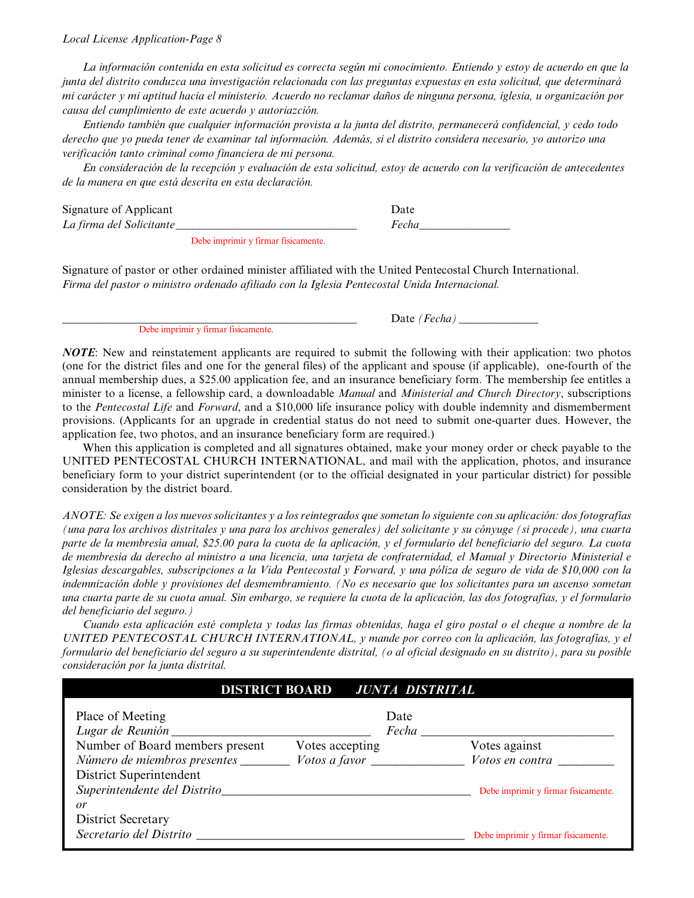*La información contenida en esta solicitud es correcta según mi conocimiento. Entiendo y estoy de acuerdo en que la junta del distrito conduzca una investigación relacionada con las preguntas expuestas en esta solicitud, que determinará mi carácter y mi aptitud hacia el ministerio. Acuerdo no reclamar daños de ninguna persona, iglesia, u organización por causa del cumplimiento de este acuerdo y autoriazción.*

*Entiendo también que cualquier información provista a la junta del distrito, permanecerá confidencial, y cedo todo derecho que yo pueda tener de examinar tal información. Además, si el distrito considera necesario, yo autorizo una verificación tanto criminal como financiera de mi persona.*

*En consideración de la recepción y evaluación de esta solicitud, estoy de acuerdo con la verificación de antecedentes de la manera en que está descrita en esta declaración.*

Signature of Applicant
*La firma del Solicitante*_______________________________ Date
*Fecha*_______________

Debe imprimir y firmar fisicamente.

Signature of pastor or other ordained minister affiliated with the United Pentecostal Church International.
*Firma del pastor o ministro ordenado afiliado con la Iglesia Pentecostal Unida Internacional.*

_________________________________________________ Date *(Fecha)* _____________

Debe imprimir y firmar fisicamente.

***NOTE***: New and reinstatement applicants are required to submit the following with their application: two photos (one for the district files and one for the general files) of the applicant and spouse (if applicable), one-fourth of the annual membership dues, a $25.00 application fee, and an insurance beneficiary form. The membership fee entitles a minister to a license, a fellowship card, a downloadable *Manual* and *Ministerial and Church Directory*, subscriptions to the *Pentecostal Life* and *Forward*, and a $10,000 life insurance policy with double indemnity and dismemberment provisions. (Applicants for an upgrade in credential status do not need to submit one-quarter dues. However, the application fee, two photos, and an insurance beneficiary form are required.)

When this application is completed and all signatures obtained, make your money order or check payable to the UNITED PENTECOSTAL CHURCH INTERNATIONAL, and mail with the application, photos, and insurance beneficiary form to your district superintendent (or to the official designated in your particular district) for possible consideration by the district board.

*ANOTE: Se exigen a los nuevos solicitantes y a los reintegrados que sometan lo siguiente con su aplicación: dos fotografías (una para los archivos distritales y una para los archivos generales) del solicitante y su cónyuge (si procede), una cuarta parte de la membresía anual, $25.00 para la cuota de la aplicación, y el formulario del beneficiario del seguro. La cuota de membresía da derecho al ministro a una licencia, una tarjeta de confraternidad, el Manual y Directorio Ministerial e Iglesias descargables, subscripciones a la Vida Pentecostal y Forward, y una póliza de seguro de vida de $10,000 con la indemnización doble y provisiones del desmembramiento. (No es necesario que los solicitantes para un ascenso sometan una cuarta parte de su cuota anual. Sin embargo, se requiere la cuota de la aplicación, las dos fotografías, y el formulario del beneficiario del seguro.)*

*Cuando esta aplicación esté completa y todas las firmas obtenidas, haga el giro postal o el cheque a nombre de la UNITED PENTECOSTAL CHURCH INTERNATIONAL, y mande por correo con la aplicación, las fotografías, y el formulario del beneficiario del seguro a su superintendente distrital, (o al oficial designado en su distrito), para su posible consideración por la junta distrital.*

## DISTRICT BOARD *JUNTA DISTRITAL*

Place of Meeting
*Lugar de Reunión* _______________________________ Date
*Fecha* _______________________________

Number of Board members present
*Número de miembros presentes* ________ Votes accepting
*Votos a favor* ______________ Votes against
*Votos en contra* ________

District Superintendent
*Superintendente del Distrito*________________________________________ Debe imprimir y firmar fisicamente.

*or*

District Secretary
*Secretario del Distrito* ___________________________________________ Debe imprimir y firmar fisicamente.